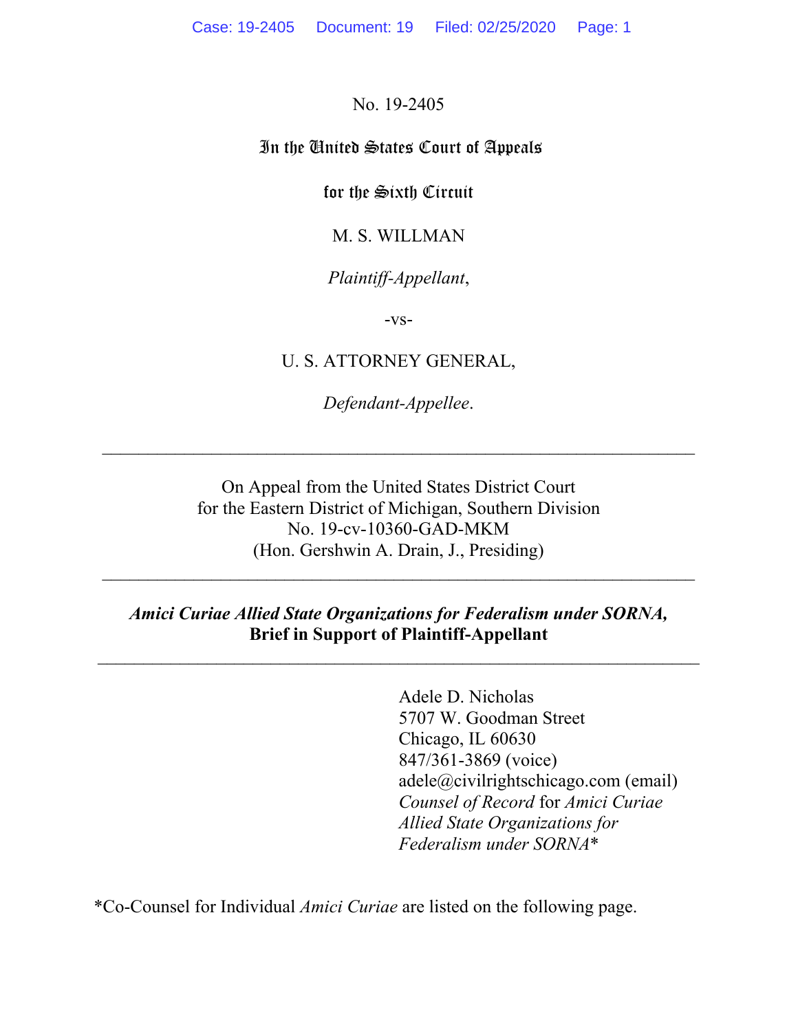No. 19-2405

In the United States Court of Appeals

for the Sixth Circuit

M. S. WILLMAN

*Plaintiff-Appellant*,

-vs-

U. S. ATTORNEY GENERAL,

*Defendant-Appellee*.

---

On Appeal from the United States District Court
for the Eastern District of Michigan, Southern Division
No. 19-cv-10360-GAD-MKM
(Hon. Gershwin A. Drain, J., Presiding)

---

***Amici Curiae Allied State Organizations for Federalism under SORNA,***
**Brief in Support of Plaintiff-Appellant**

---

Adele D. Nicholas
5707 W. Goodman Street
Chicago, IL 60630
847/361-3869 (voice)
adele@civilrightschicago.com (email)
*Counsel of Record* for *Amici Curiae Allied State Organizations for Federalism under SORNA**

*Co-Counsel for Individual *Amici Curiae* are listed on the following page.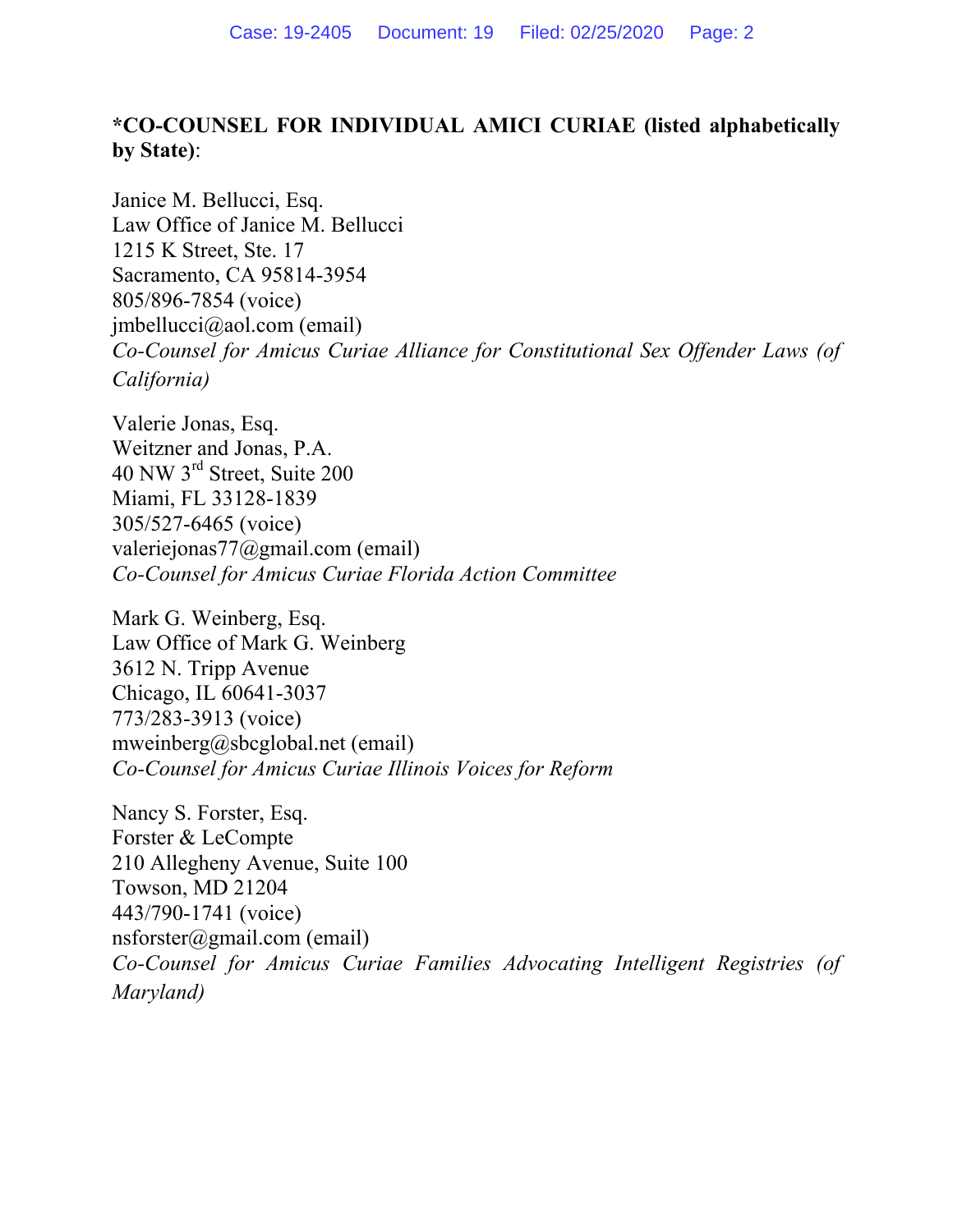**\*CO-COUNSEL FOR INDIVIDUAL AMICI CURIAE (listed alphabetically by State)**:

Janice M. Bellucci, Esq.
Law Office of Janice M. Bellucci
1215 K Street, Ste. 17
Sacramento, CA 95814-3954
805/896-7854 (voice)
jmbellucci@aol.com (email)
*Co-Counsel for Amicus Curiae Alliance for Constitutional Sex Offender Laws (of California)*

Valerie Jonas, Esq.
Weitzner and Jonas, P.A.
40 NW 3rd Street, Suite 200
Miami, FL 33128-1839
305/527-6465 (voice)
valeriejonas77@gmail.com (email)
*Co-Counsel for Amicus Curiae Florida Action Committee*

Mark G. Weinberg, Esq.
Law Office of Mark G. Weinberg
3612 N. Tripp Avenue
Chicago, IL 60641-3037
773/283-3913 (voice)
mweinberg@sbcglobal.net (email)
*Co-Counsel for Amicus Curiae Illinois Voices for Reform*

Nancy S. Forster, Esq.
Forster & LeCompte
210 Allegheny Avenue, Suite 100
Towson, MD 21204
443/790-1741 (voice)
nsforster@gmail.com (email)
*Co-Counsel for Amicus Curiae Families Advocating Intelligent Registries (of Maryland)*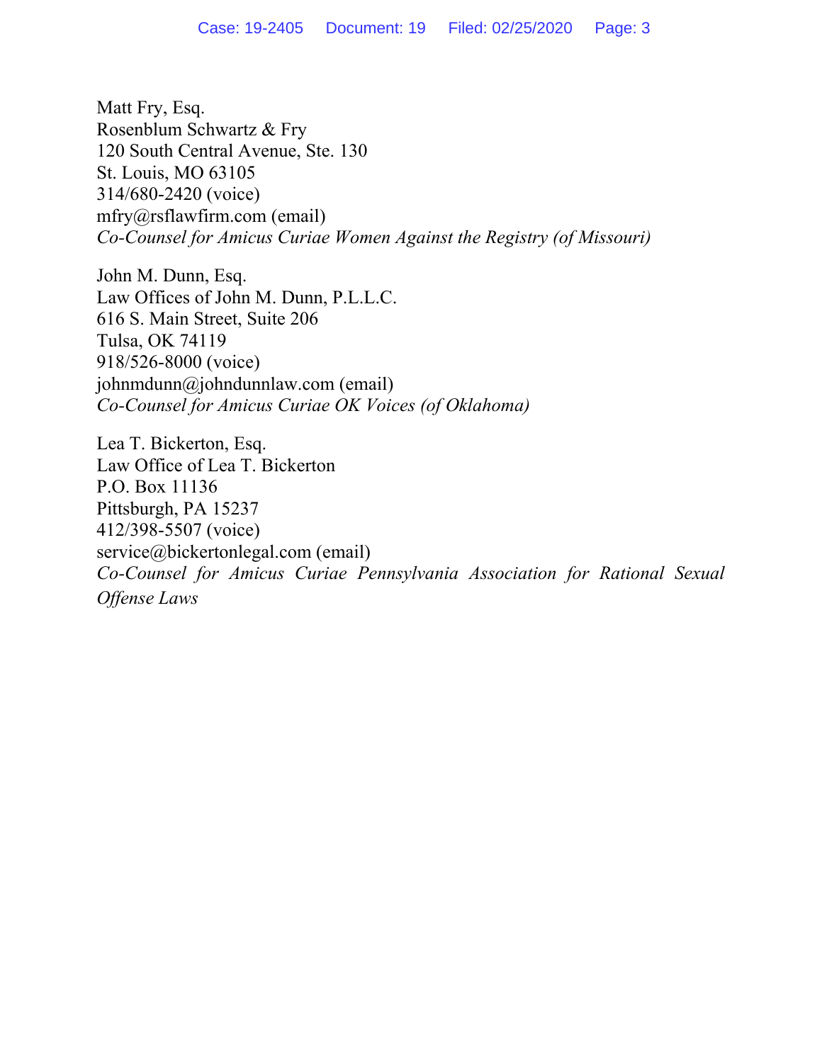Matt Fry, Esq.
Rosenblum Schwartz & Fry
120 South Central Avenue, Ste. 130
St. Louis, MO 63105
314/680-2420 (voice)
mfry@rsflawfirm.com (email)
*Co-Counsel for Amicus Curiae Women Against the Registry (of Missouri)*

John M. Dunn, Esq.
Law Offices of John M. Dunn, P.L.L.C.
616 S. Main Street, Suite 206
Tulsa, OK 74119
918/526-8000 (voice)
johnmdunn@johndunnlaw.com (email)
*Co-Counsel for Amicus Curiae OK Voices (of Oklahoma)*

Lea T. Bickerton, Esq.
Law Office of Lea T. Bickerton
P.O. Box 11136
Pittsburgh, PA 15237
412/398-5507 (voice)
service@bickertonlegal.com (email)
*Co-Counsel for Amicus Curiae Pennsylvania Association for Rational Sexual Offense Laws*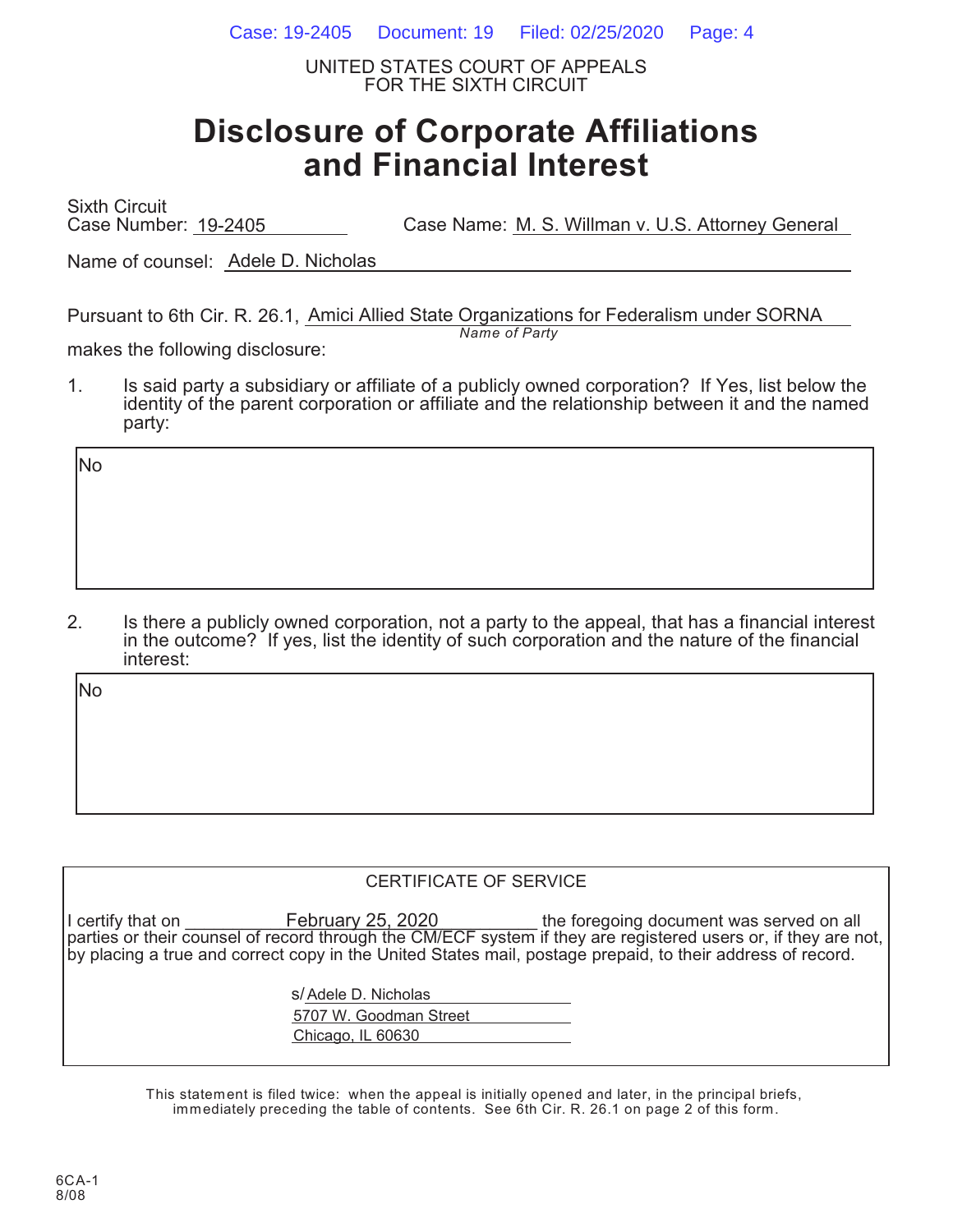UNITED STATES COURT OF APPEALS
FOR THE SIXTH CIRCUIT

# Disclosure of Corporate Affiliations and Financial Interest

Sixth Circuit
Case Number: 19-2405 Case Name: M. S. Willman v. U.S. Attorney General

Name of counsel: Adele D. Nicholas

Pursuant to 6th Cir. R. 26.1, Amici Allied State Organizations for Federalism under SORNA
*Name of Party*
makes the following disclosure:

1. Is said party a subsidiary or affiliate of a publicly owned corporation? If Yes, list below the identity of the parent corporation or affiliate and the relationship between it and the named party:

No

2. Is there a publicly owned corporation, not a party to the appeal, that has a financial interest in the outcome? If yes, list the identity of such corporation and the nature of the financial interest:

No

CERTIFICATE OF SERVICE

I certify that on February 25, 2020 the foregoing document was served on all parties or their counsel of record through the CM/ECF system if they are registered users or, if they are not, by placing a true and correct copy in the United States mail, postage prepaid, to their address of record.

s/ Adele D. Nicholas
5707 W. Goodman Street
Chicago, IL 60630

This statement is filed twice: when the appeal is initially opened and later, in the principal briefs, immediately preceding the table of contents. See 6th Cir. R. 26.1 on page 2 of this form.

6CA-1
8/08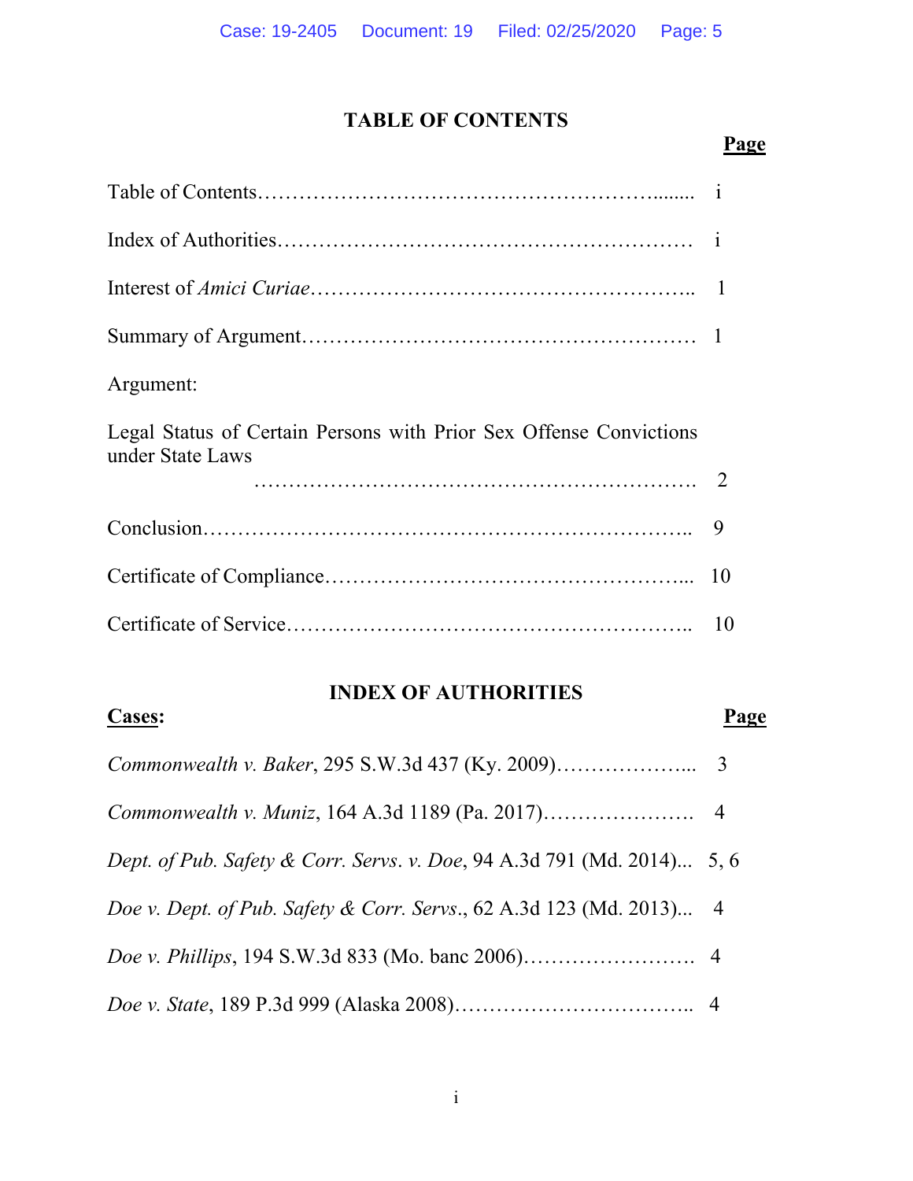## TABLE OF CONTENTS

| | Page |
|---|---|
| Table of Contents | i |
| Index of Authorities | i |
| Interest of *Amici Curiae* | 1 |
| Summary of Argument | 1 |
| Argument: | |
| Legal Status of Certain Persons with Prior Sex Offense Convictions under State Laws | 2 |
| Conclusion | 9 |
| Certificate of Compliance | 10 |
| Certificate of Service | 10 |

## INDEX OF AUTHORITIES

| **Cases:** | Page |
|---|---|
| *Commonwealth v. Baker*, 295 S.W.3d 437 (Ky. 2009) | 3 |
| *Commonwealth v. Muniz*, 164 A.3d 1189 (Pa. 2017) | 4 |
| *Dept. of Pub. Safety & Corr. Servs. v. Doe*, 94 A.3d 791 (Md. 2014) | 5, 6 |
| *Doe v. Dept. of Pub. Safety & Corr. Servs.*, 62 A.3d 123 (Md. 2013) | 4 |
| *Doe v. Phillips*, 194 S.W.3d 833 (Mo. banc 2006) | 4 |
| *Doe v. State*, 189 P.3d 999 (Alaska 2008) | 4 |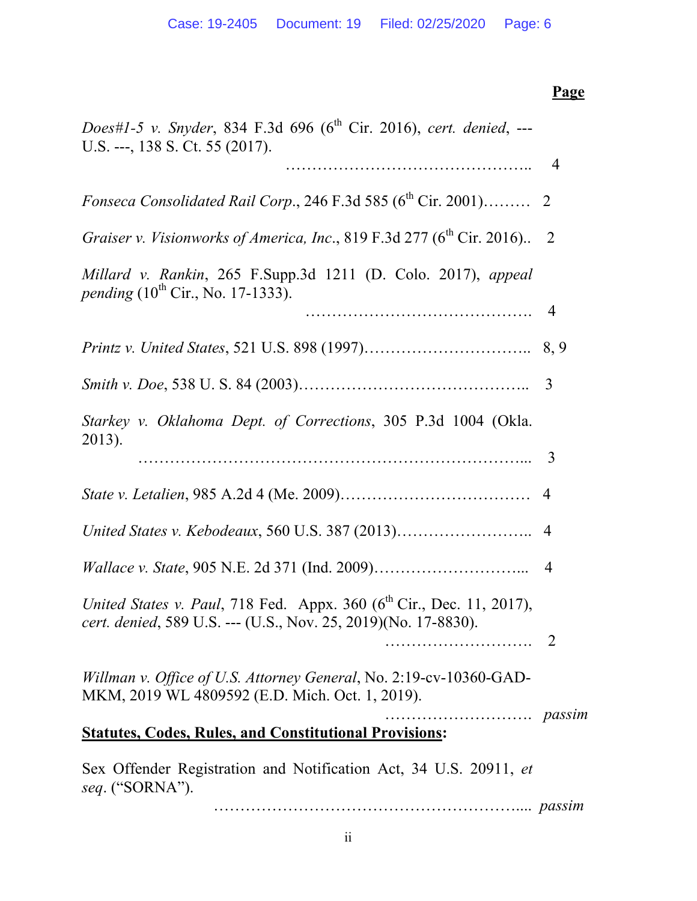**Page**

*Does#1-5 v. Snyder*, 834 F.3d 696 (6th Cir. 2016), *cert. denied*, --- U.S. ---, 138 S. Ct. 55 (2017). ……………………………………….. 4

*Fonseca Consolidated Rail Corp*., 246 F.3d 585 (6th Cir. 2001)……… 2

*Graiser v. Visionworks of America, Inc*., 819 F.3d 277 (6th Cir. 2016).. 2

*Millard v. Rankin*, 265 F.Supp.3d 1211 (D. Colo. 2017), *appeal pending* (10th Cir., No. 17-1333). ……………………………………. 4

*Printz v. United States*, 521 U.S. 898 (1997)………………………….. 8, 9

*Smith v. Doe*, 538 U. S. 84 (2003)…………………………………….. 3

*Starkey v. Oklahoma Dept. of Corrections*, 305 P.3d 1004 (Okla. 2013). ………………………………………………………………... 3

*State v. Letalien*, 985 A.2d 4 (Me. 2009)……………………………… 4

*United States v. Kebodeaux*, 560 U.S. 387 (2013)…………………….. 4

*Wallace v. State*, 905 N.E. 2d 371 (Ind. 2009)………………………... 4

*United States v. Paul*, 718 Fed. Appx. 360 (6th Cir., Dec. 11, 2017), *cert. denied*, 589 U.S. --- (U.S., Nov. 25, 2019)(No. 17-8830). ………………………. 2

*Willman v. Office of U.S. Attorney General*, No. 2:19-cv-10360-GAD-MKM, 2019 WL 4809592 (E.D. Mich. Oct. 1, 2019). ………………………. *passim*

**Statutes, Codes, Rules, and Constitutional Provisions:**

Sex Offender Registration and Notification Act, 34 U.S. 20911, *et seq*. ("SORNA"). ………………………………………………….. *passim*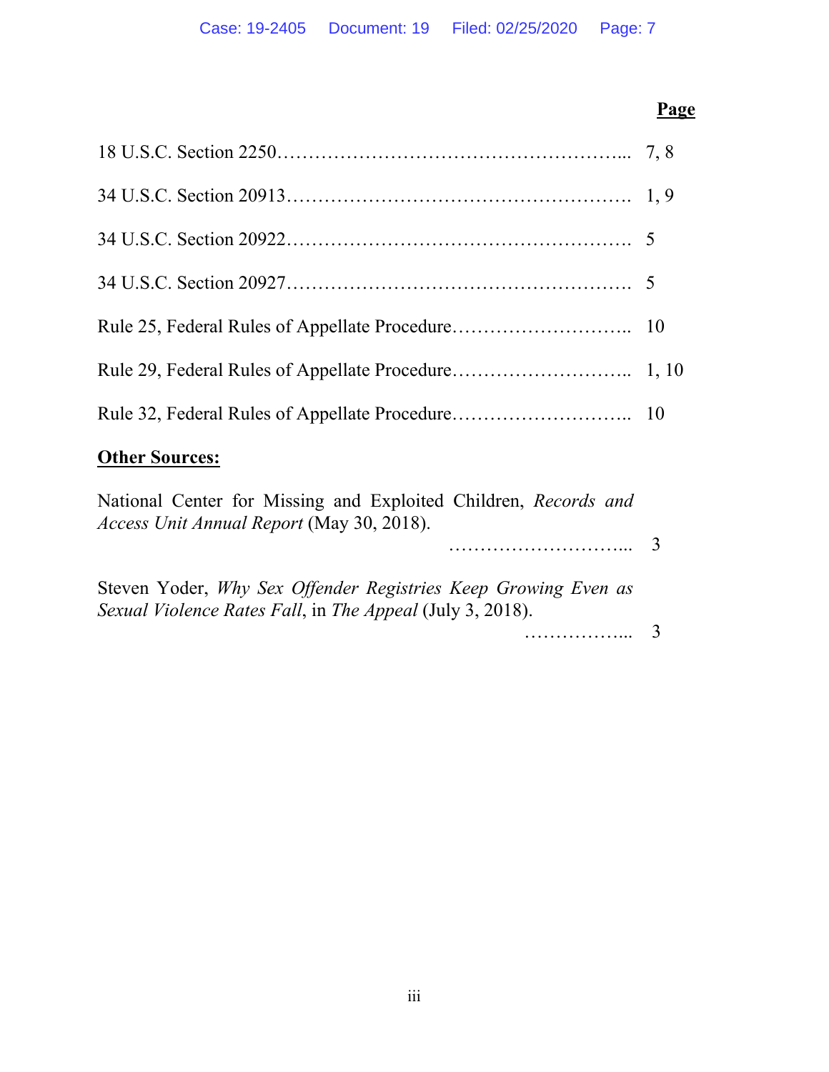| | Page |
|---|---|
| 18 U.S.C. Section 2250………………………………………………... | 7, 8 |
| 34 U.S.C. Section 20913………………………………………………. | 1, 9 |
| 34 U.S.C. Section 20922………………………………………………. | 5 |
| 34 U.S.C. Section 20927………………………………………………. | 5 |
| Rule 25, Federal Rules of Appellate Procedure……………………….. | 10 |
| Rule 29, Federal Rules of Appellate Procedure……………………….. | 1, 10 |
| Rule 32, Federal Rules of Appellate Procedure……………………….. | 10 |

**Other Sources:**

National Center for Missing and Exploited Children, *Records and Access Unit Annual Report* (May 30, 2018). ……………………….... 3

Steven Yoder, *Why Sex Offender Registries Keep Growing Even as Sexual Violence Rates Fall*, in *The Appeal* (July 3, 2018). ……………... 3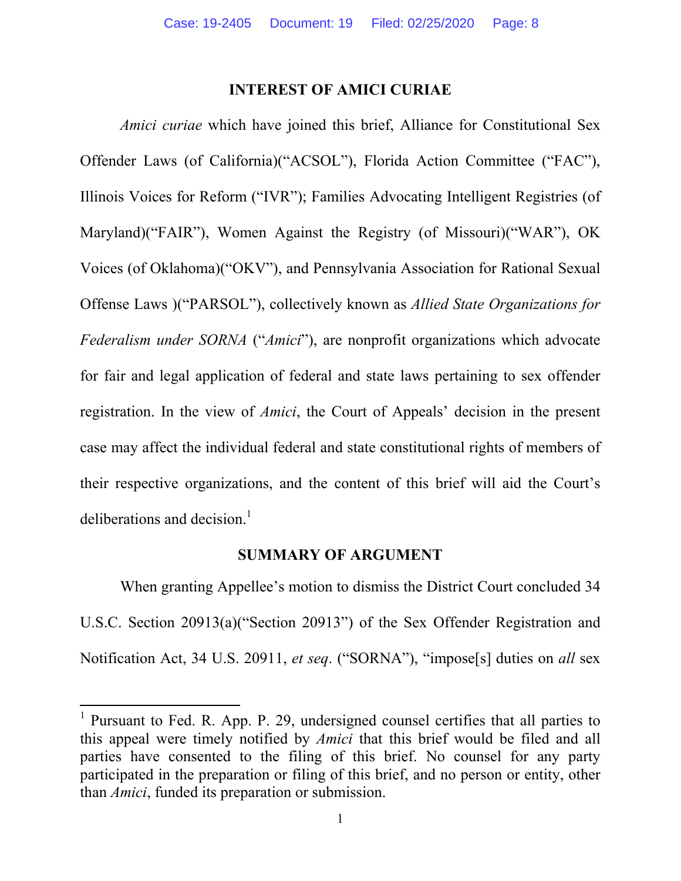## INTEREST OF AMICI CURIAE

*Amici curiae* which have joined this brief, Alliance for Constitutional Sex Offender Laws (of California)("ACSOL"), Florida Action Committee ("FAC"), Illinois Voices for Reform ("IVR"); Families Advocating Intelligent Registries (of Maryland)("FAIR"), Women Against the Registry (of Missouri)("WAR"), OK Voices (of Oklahoma)("OKV"), and Pennsylvania Association for Rational Sexual Offense Laws )("PARSOL"), collectively known as *Allied State Organizations for Federalism under SORNA* ("*Amici*"), are nonprofit organizations which advocate for fair and legal application of federal and state laws pertaining to sex offender registration. In the view of *Amici*, the Court of Appeals' decision in the present case may affect the individual federal and state constitutional rights of members of their respective organizations, and the content of this brief will aid the Court's deliberations and decision.[1]

## SUMMARY OF ARGUMENT

When granting Appellee's motion to dismiss the District Court concluded 34 U.S.C. Section 20913(a)("Section 20913") of the Sex Offender Registration and Notification Act, 34 U.S. 20911, *et seq*. ("SORNA"), "impose[s] duties on *all* sex

---

[1] Pursuant to Fed. R. App. P. 29, undersigned counsel certifies that all parties to this appeal were timely notified by *Amici* that this brief would be filed and all parties have consented to the filing of this brief. No counsel for any party participated in the preparation or filing of this brief, and no person or entity, other than *Amici*, funded its preparation or submission.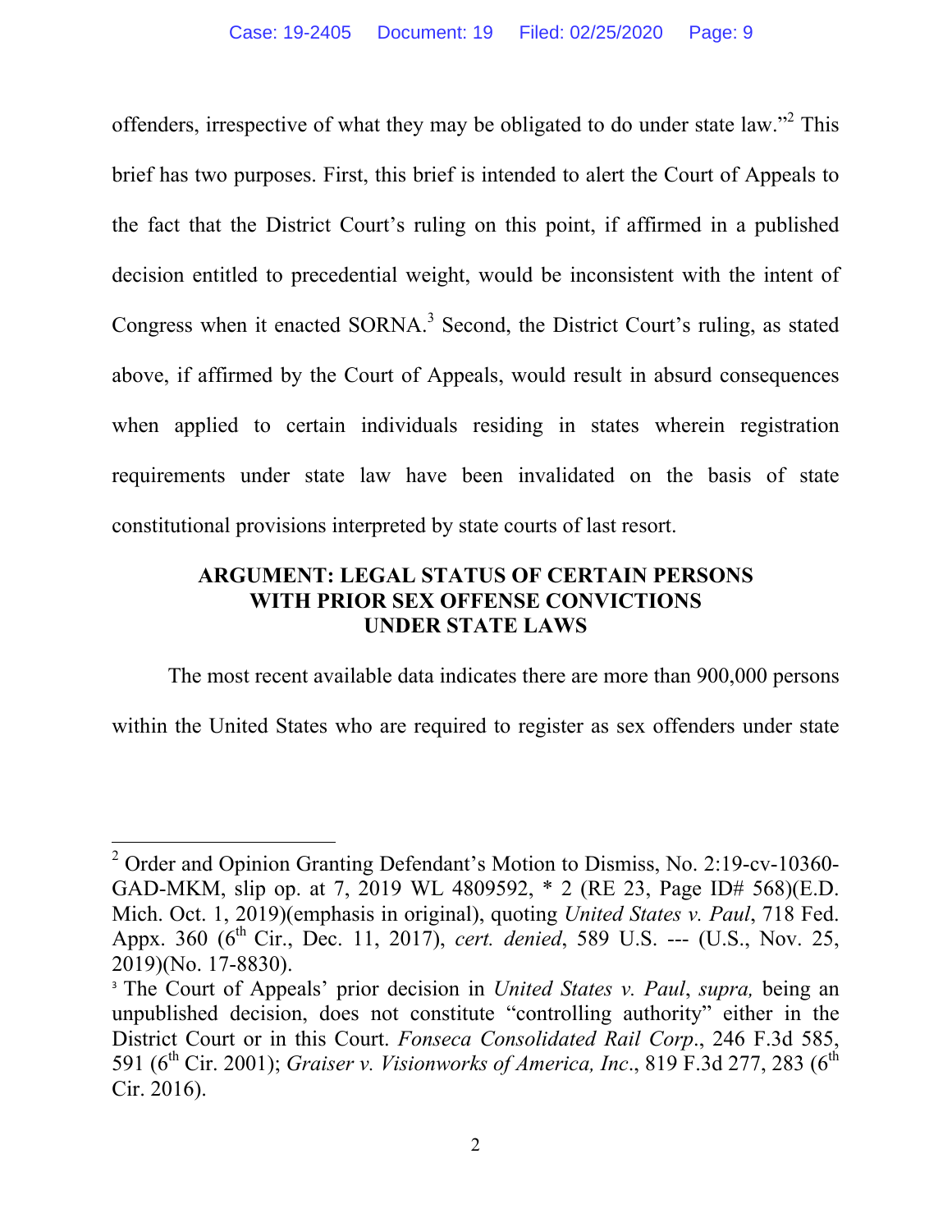offenders, irrespective of what they may be obligated to do under state law."[2] This brief has two purposes. First, this brief is intended to alert the Court of Appeals to the fact that the District Court's ruling on this point, if affirmed in a published decision entitled to precedential weight, would be inconsistent with the intent of Congress when it enacted SORNA.[3] Second, the District Court's ruling, as stated above, if affirmed by the Court of Appeals, would result in absurd consequences when applied to certain individuals residing in states wherein registration requirements under state law have been invalidated on the basis of state constitutional provisions interpreted by state courts of last resort.

## ARGUMENT: LEGAL STATUS OF CERTAIN PERSONS WITH PRIOR SEX OFFENSE CONVICTIONS UNDER STATE LAWS

The most recent available data indicates there are more than 900,000 persons within the United States who are required to register as sex offenders under state

---

[2] Order and Opinion Granting Defendant's Motion to Dismiss, No. 2:19-cv-10360-GAD-MKM, slip op. at 7, 2019 WL 4809592, * 2 (RE 23, Page ID# 568)(E.D. Mich. Oct. 1, 2019)(emphasis in original), quoting *United States v. Paul*, 718 Fed. Appx. 360 (6th Cir., Dec. 11, 2017), *cert. denied*, 589 U.S. --- (U.S., Nov. 25, 2019)(No. 17-8830).

[3] The Court of Appeals' prior decision in *United States v. Paul*, *supra,* being an unpublished decision, does not constitute "controlling authority" either in the District Court or in this Court. *Fonseca Consolidated Rail Corp*., 246 F.3d 585, 591 (6th Cir. 2001); *Graiser v. Visionworks of America, Inc*., 819 F.3d 277, 283 (6th Cir. 2016).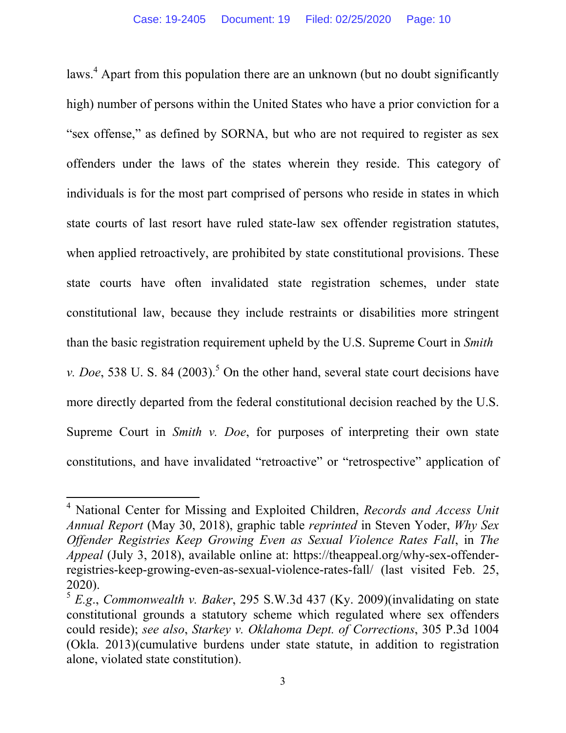laws.[4] Apart from this population there are an unknown (but no doubt significantly high) number of persons within the United States who have a prior conviction for a "sex offense," as defined by SORNA, but who are not required to register as sex offenders under the laws of the states wherein they reside. This category of individuals is for the most part comprised of persons who reside in states in which state courts of last resort have ruled state-law sex offender registration statutes, when applied retroactively, are prohibited by state constitutional provisions. These state courts have often invalidated state registration schemes, under state constitutional law, because they include restraints or disabilities more stringent than the basic registration requirement upheld by the U.S. Supreme Court in *Smith v. Doe*, 538 U. S. 84 (2003).[5] On the other hand, several state court decisions have more directly departed from the federal constitutional decision reached by the U.S. Supreme Court in *Smith v. Doe*, for purposes of interpreting their own state constitutions, and have invalidated "retroactive" or "retrospective" application of

---

[4] National Center for Missing and Exploited Children, *Records and Access Unit Annual Report* (May 30, 2018), graphic table *reprinted* in Steven Yoder, *Why Sex Offender Registries Keep Growing Even as Sexual Violence Rates Fall*, in *The Appeal* (July 3, 2018), available online at: https://theappeal.org/why-sex-offender-registries-keep-growing-even-as-sexual-violence-rates-fall/ (last visited Feb. 25, 2020).

[5] *E.g.*, *Commonwealth v. Baker*, 295 S.W.3d 437 (Ky. 2009)(invalidating on state constitutional grounds a statutory scheme which regulated where sex offenders could reside); *see also*, *Starkey v. Oklahoma Dept. of Corrections*, 305 P.3d 1004 (Okla. 2013)(cumulative burdens under state statute, in addition to registration alone, violated state constitution).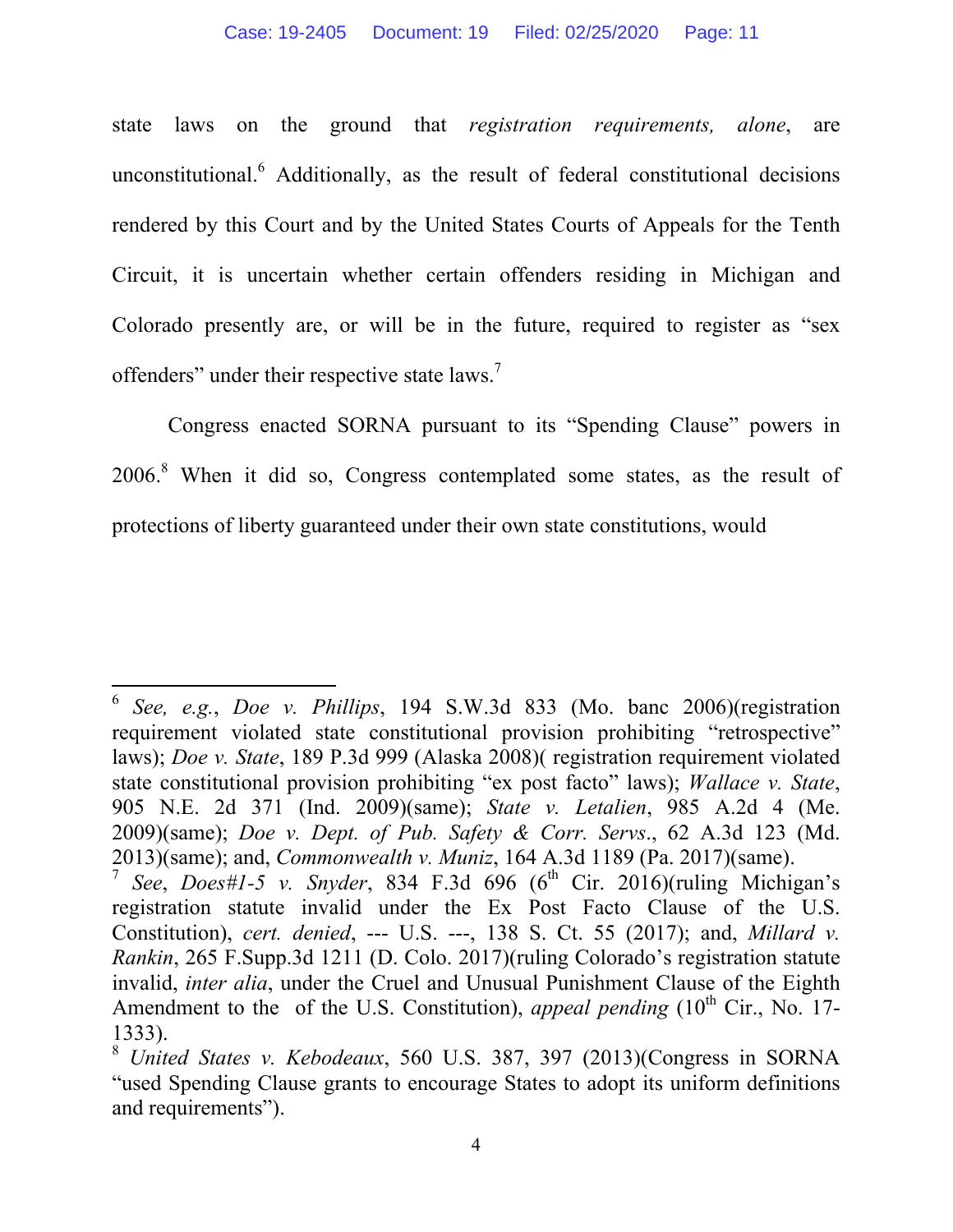state laws on the ground that *registration requirements, alone*, are unconstitutional.[6] Additionally, as the result of federal constitutional decisions rendered by this Court and by the United States Courts of Appeals for the Tenth Circuit, it is uncertain whether certain offenders residing in Michigan and Colorado presently are, or will be in the future, required to register as "sex offenders" under their respective state laws.[7]

Congress enacted SORNA pursuant to its "Spending Clause" powers in 2006.[8] When it did so, Congress contemplated some states, as the result of protections of liberty guaranteed under their own state constitutions, would

---

[6] *See, e.g.*, *Doe v. Phillips*, 194 S.W.3d 833 (Mo. banc 2006)(registration requirement violated state constitutional provision prohibiting "retrospective" laws); *Doe v. State*, 189 P.3d 999 (Alaska 2008)( registration requirement violated state constitutional provision prohibiting "ex post facto" laws); *Wallace v. State*, 905 N.E. 2d 371 (Ind. 2009)(same); *State v. Letalien*, 985 A.2d 4 (Me. 2009)(same); *Doe v. Dept. of Pub. Safety & Corr. Servs*., 62 A.3d 123 (Md. 2013)(same); and, *Commonwealth v. Muniz*, 164 A.3d 1189 (Pa. 2017)(same).

[7] *See*, *Does#1-5 v. Snyder*, 834 F.3d 696 (6th Cir. 2016)(ruling Michigan's registration statute invalid under the Ex Post Facto Clause of the U.S. Constitution), *cert. denied*, --- U.S. ---, 138 S. Ct. 55 (2017); and, *Millard v. Rankin*, 265 F.Supp.3d 1211 (D. Colo. 2017)(ruling Colorado's registration statute invalid, *inter alia*, under the Cruel and Unusual Punishment Clause of the Eighth Amendment to the of the U.S. Constitution), *appeal pending* (10th Cir., No. 17-1333).

[8] *United States v. Kebodeaux*, 560 U.S. 387, 397 (2013)(Congress in SORNA "used Spending Clause grants to encourage States to adopt its uniform definitions and requirements").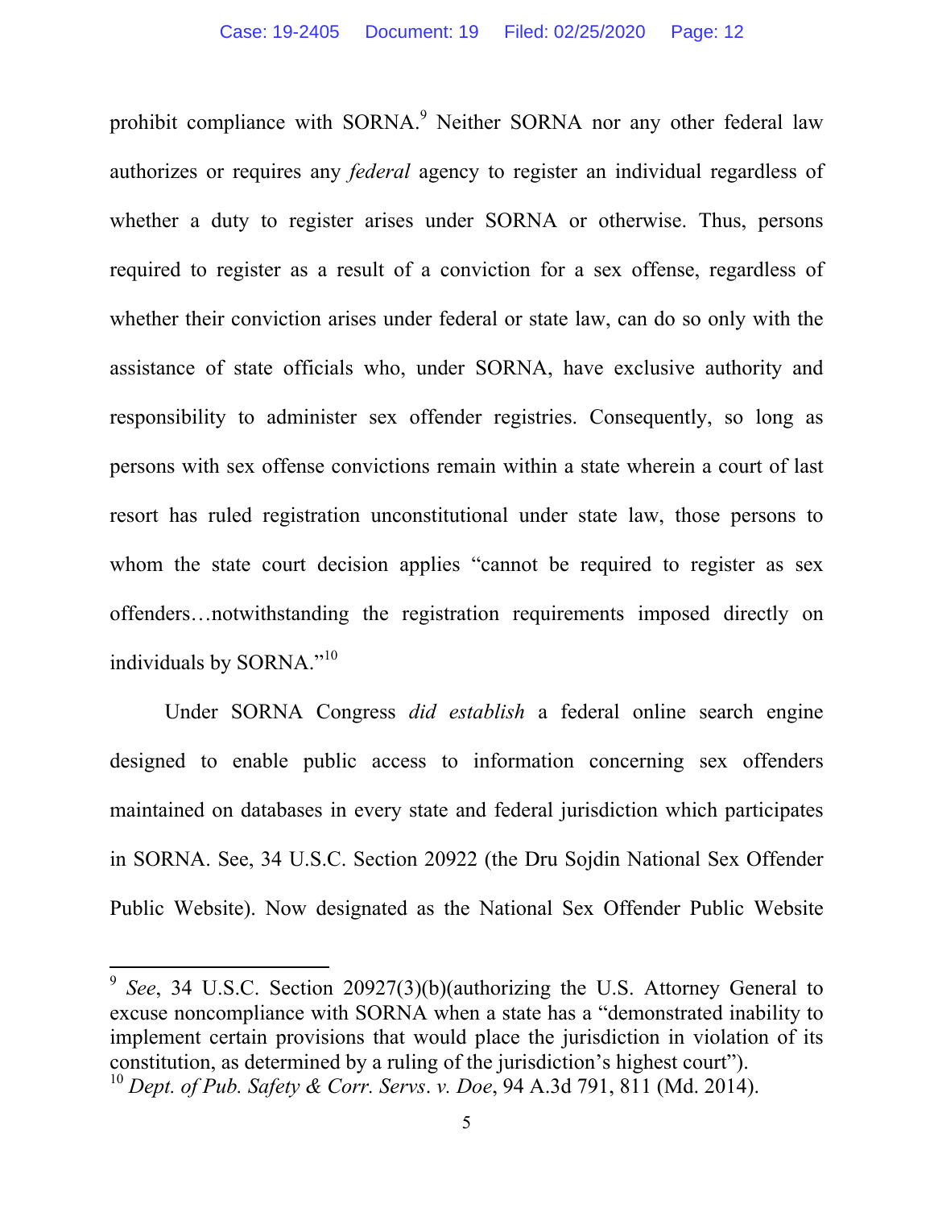prohibit compliance with SORNA.[9] Neither SORNA nor any other federal law authorizes or requires any *federal* agency to register an individual regardless of whether a duty to register arises under SORNA or otherwise. Thus, persons required to register as a result of a conviction for a sex offense, regardless of whether their conviction arises under federal or state law, can do so only with the assistance of state officials who, under SORNA, have exclusive authority and responsibility to administer sex offender registries. Consequently, so long as persons with sex offense convictions remain within a state wherein a court of last resort has ruled registration unconstitutional under state law, those persons to whom the state court decision applies "cannot be required to register as sex offenders…notwithstanding the registration requirements imposed directly on individuals by SORNA."[10]

Under SORNA Congress *did establish* a federal online search engine designed to enable public access to information concerning sex offenders maintained on databases in every state and federal jurisdiction which participates in SORNA. See, 34 U.S.C. Section 20922 (the Dru Sojdin National Sex Offender Public Website). Now designated as the National Sex Offender Public Website

---

[9] *See*, 34 U.S.C. Section 20927(3)(b)(authorizing the U.S. Attorney General to excuse noncompliance with SORNA when a state has a "demonstrated inability to implement certain provisions that would place the jurisdiction in violation of its constitution, as determined by a ruling of the jurisdiction's highest court").

[10] *Dept. of Pub. Safety & Corr. Servs. v. Doe*, 94 A.3d 791, 811 (Md. 2014).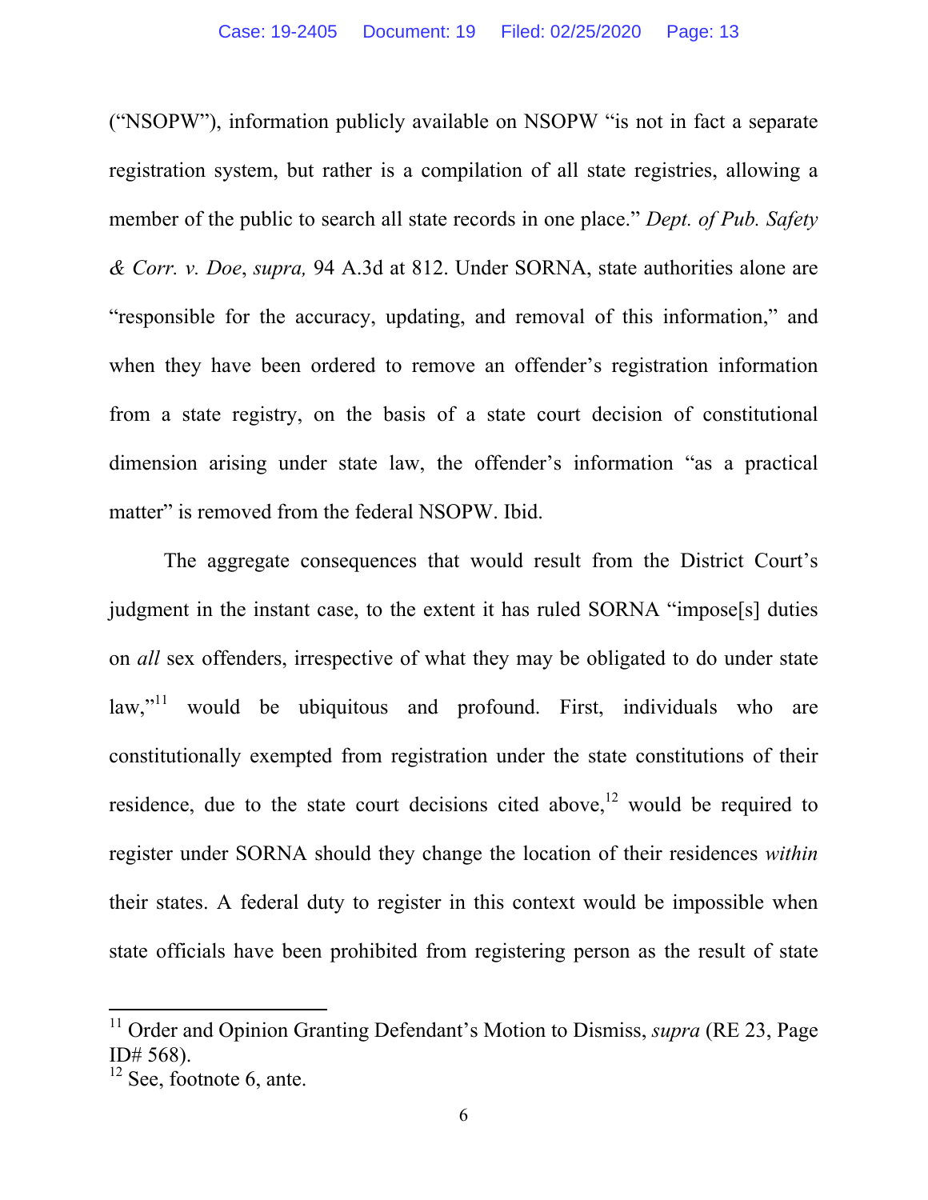("NSOPW"), information publicly available on NSOPW "is not in fact a separate registration system, but rather is a compilation of all state registries, allowing a member of the public to search all state records in one place." *Dept. of Pub. Safety & Corr. v. Doe*, *supra,* 94 A.3d at 812. Under SORNA, state authorities alone are "responsible for the accuracy, updating, and removal of this information," and when they have been ordered to remove an offender's registration information from a state registry, on the basis of a state court decision of constitutional dimension arising under state law, the offender's information "as a practical matter" is removed from the federal NSOPW. Ibid.

The aggregate consequences that would result from the District Court's judgment in the instant case, to the extent it has ruled SORNA "impose[s] duties on *all* sex offenders, irrespective of what they may be obligated to do under state law,"[11] would be ubiquitous and profound. First, individuals who are constitutionally exempted from registration under the state constitutions of their residence, due to the state court decisions cited above,[12] would be required to register under SORNA should they change the location of their residences *within* their states. A federal duty to register in this context would be impossible when state officials have been prohibited from registering person as the result of state

---

[11] Order and Opinion Granting Defendant's Motion to Dismiss, *supra* (RE 23, Page ID# 568).

[12] See, footnote 6, ante.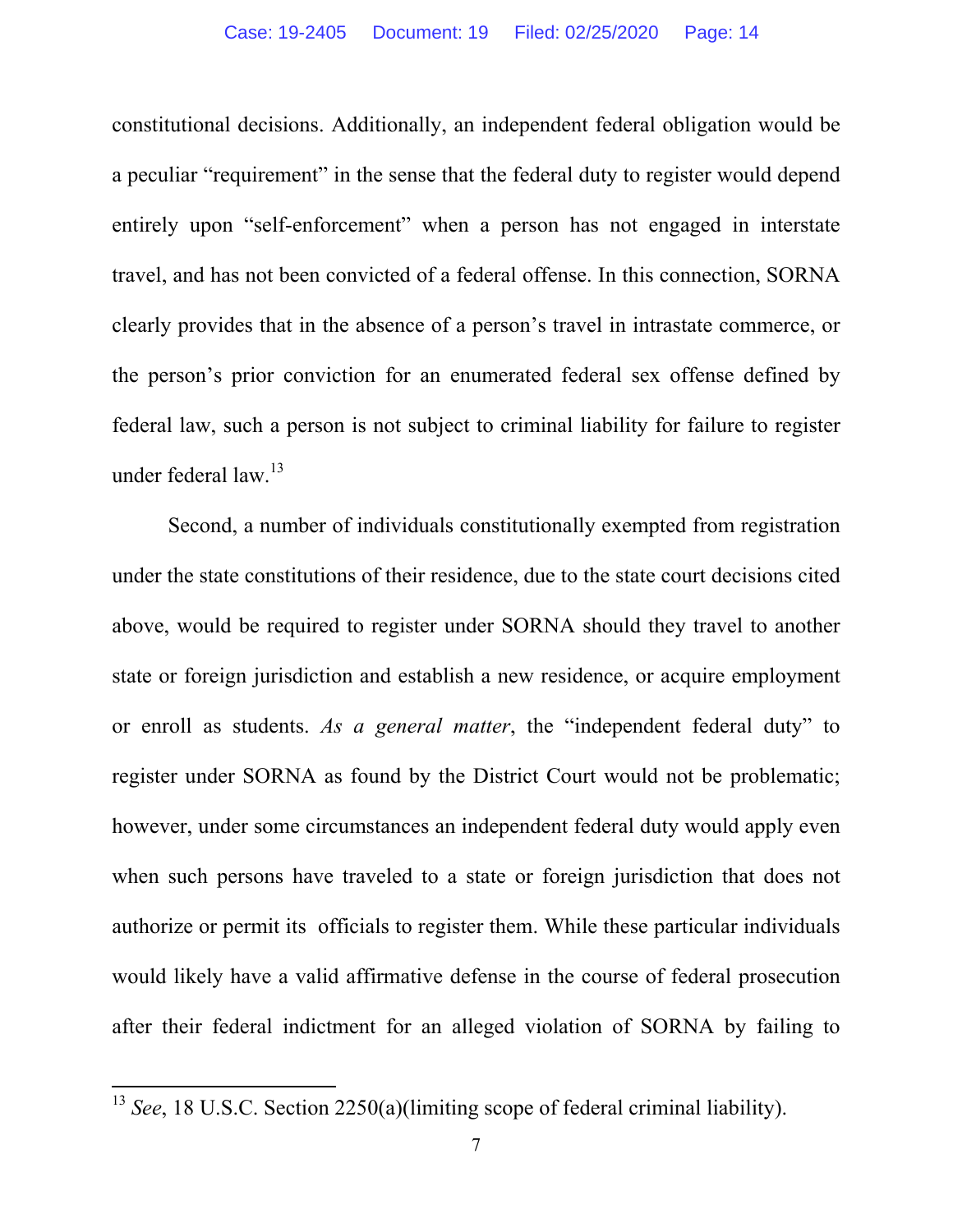constitutional decisions. Additionally, an independent federal obligation would be a peculiar "requirement" in the sense that the federal duty to register would depend entirely upon "self-enforcement" when a person has not engaged in interstate travel, and has not been convicted of a federal offense. In this connection, SORNA clearly provides that in the absence of a person's travel in intrastate commerce, or the person's prior conviction for an enumerated federal sex offense defined by federal law, such a person is not subject to criminal liability for failure to register under federal law.[13]

Second, a number of individuals constitutionally exempted from registration under the state constitutions of their residence, due to the state court decisions cited above, would be required to register under SORNA should they travel to another state or foreign jurisdiction and establish a new residence, or acquire employment or enroll as students. *As a general matter*, the "independent federal duty" to register under SORNA as found by the District Court would not be problematic; however, under some circumstances an independent federal duty would apply even when such persons have traveled to a state or foreign jurisdiction that does not authorize or permit its officials to register them. While these particular individuals would likely have a valid affirmative defense in the course of federal prosecution after their federal indictment for an alleged violation of SORNA by failing to

[13] *See*, 18 U.S.C. Section 2250(a)(limiting scope of federal criminal liability).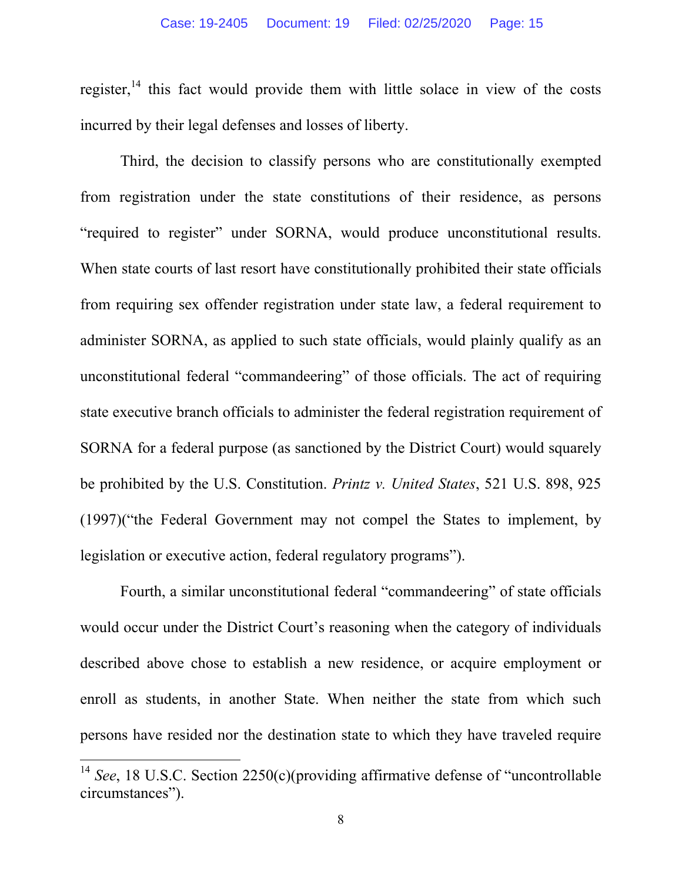register,[14] this fact would provide them with little solace in view of the costs incurred by their legal defenses and losses of liberty.

Third, the decision to classify persons who are constitutionally exempted from registration under the state constitutions of their residence, as persons "required to register" under SORNA, would produce unconstitutional results. When state courts of last resort have constitutionally prohibited their state officials from requiring sex offender registration under state law, a federal requirement to administer SORNA, as applied to such state officials, would plainly qualify as an unconstitutional federal "commandeering" of those officials. The act of requiring state executive branch officials to administer the federal registration requirement of SORNA for a federal purpose (as sanctioned by the District Court) would squarely be prohibited by the U.S. Constitution. *Printz v. United States*, 521 U.S. 898, 925 (1997)("the Federal Government may not compel the States to implement, by legislation or executive action, federal regulatory programs").

Fourth, a similar unconstitutional federal "commandeering" of state officials would occur under the District Court's reasoning when the category of individuals described above chose to establish a new residence, or acquire employment or enroll as students, in another State. When neither the state from which such persons have resided nor the destination state to which they have traveled require

---

[14] *See*, 18 U.S.C. Section 2250(c)(providing affirmative defense of "uncontrollable circumstances").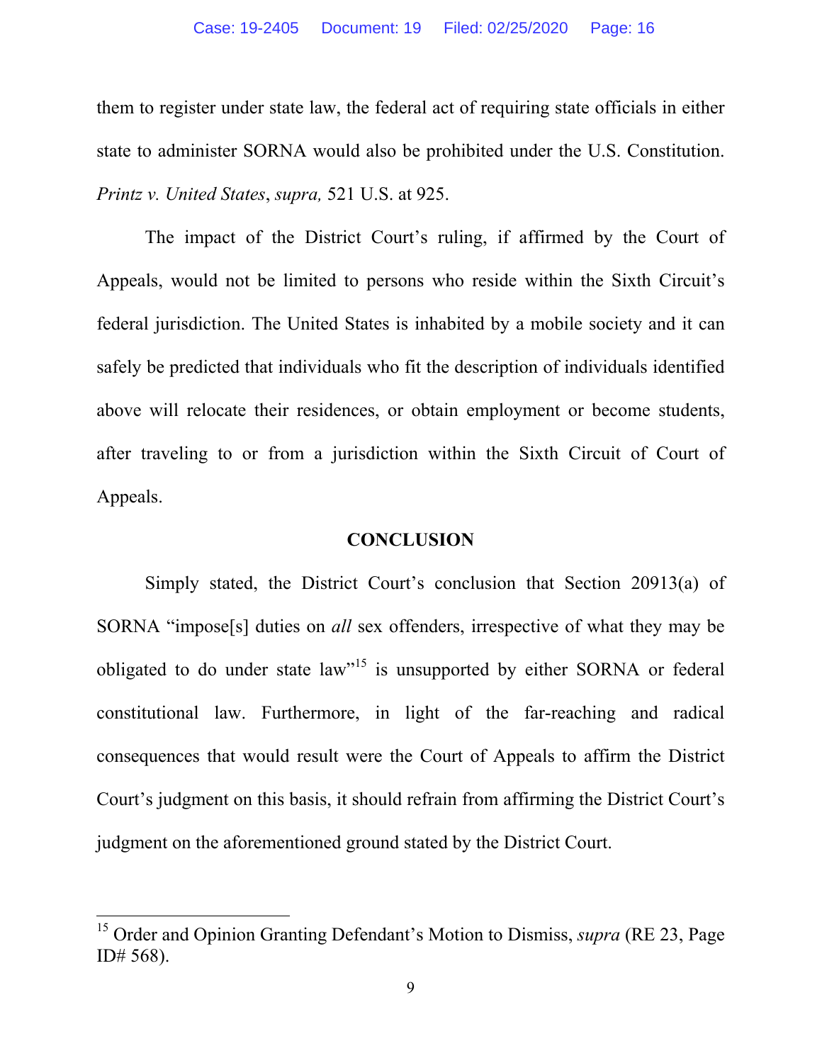them to register under state law, the federal act of requiring state officials in either state to administer SORNA would also be prohibited under the U.S. Constitution. *Printz v. United States*, *supra,* 521 U.S. at 925.

The impact of the District Court's ruling, if affirmed by the Court of Appeals, would not be limited to persons who reside within the Sixth Circuit's federal jurisdiction. The United States is inhabited by a mobile society and it can safely be predicted that individuals who fit the description of individuals identified above will relocate their residences, or obtain employment or become students, after traveling to or from a jurisdiction within the Sixth Circuit of Court of Appeals.

## CONCLUSION

Simply stated, the District Court's conclusion that Section 20913(a) of SORNA "impose[s] duties on *all* sex offenders, irrespective of what they may be obligated to do under state law"[15] is unsupported by either SORNA or federal constitutional law. Furthermore, in light of the far-reaching and radical consequences that would result were the Court of Appeals to affirm the District Court's judgment on this basis, it should refrain from affirming the District Court's judgment on the aforementioned ground stated by the District Court.

---

[15] Order and Opinion Granting Defendant's Motion to Dismiss, *supra* (RE 23, Page ID# 568).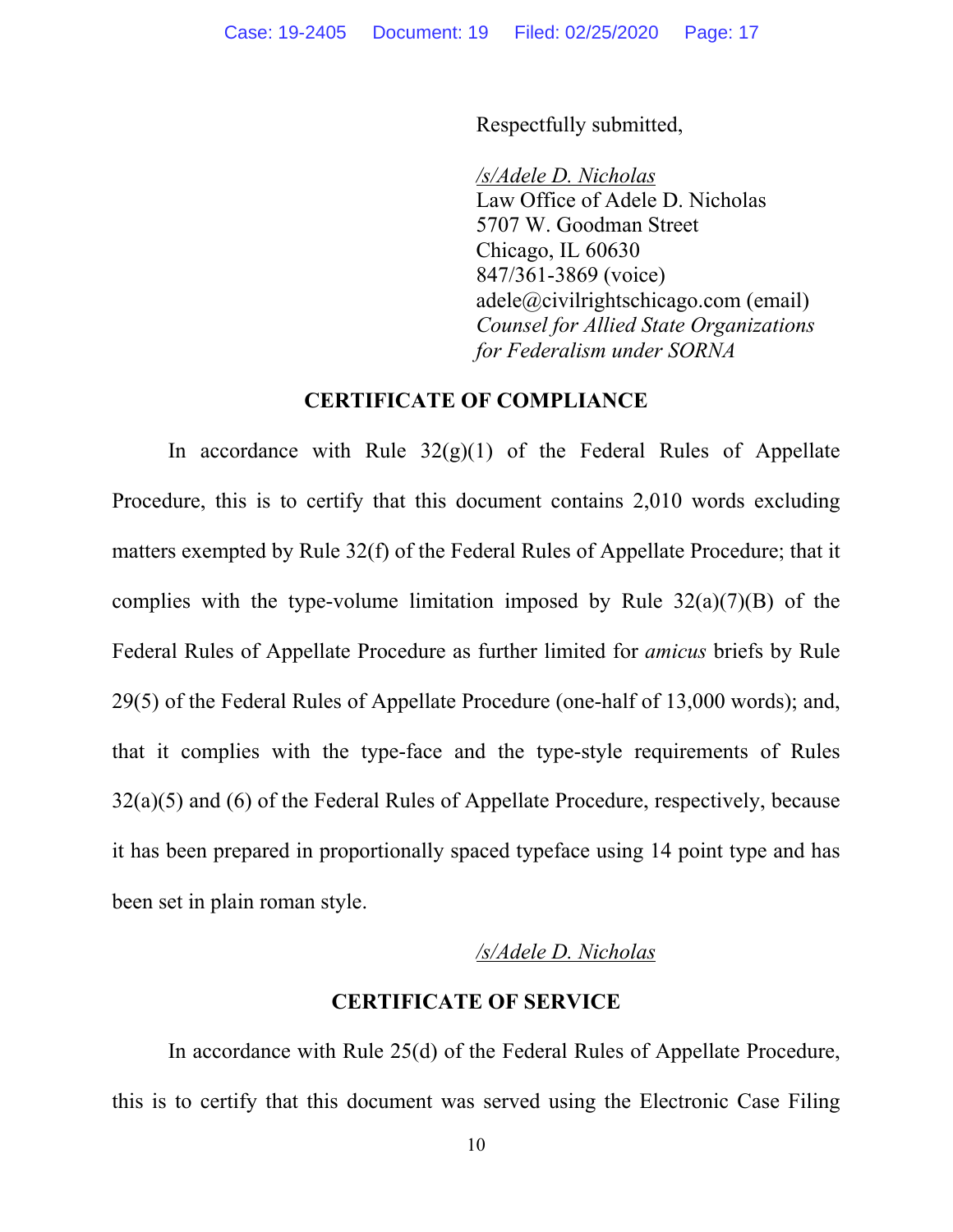Respectfully submitted,

*/s/Adele D. Nichola*s
Law Office of Adele D. Nicholas
5707 W. Goodman Street
Chicago, IL 60630
847/361-3869 (voice)
adele@civilrightschicago.com (email)
*Counsel for Allied State Organizations for Federalism under SORNA*

## CERTIFICATE OF COMPLIANCE

In accordance with Rule 32(g)(1) of the Federal Rules of Appellate Procedure, this is to certify that this document contains 2,010 words excluding matters exempted by Rule 32(f) of the Federal Rules of Appellate Procedure; that it complies with the type-volume limitation imposed by Rule 32(a)(7)(B) of the Federal Rules of Appellate Procedure as further limited for *amicus* briefs by Rule 29(5) of the Federal Rules of Appellate Procedure (one-half of 13,000 words); and, that it complies with the type-face and the type-style requirements of Rules 32(a)(5) and (6) of the Federal Rules of Appellate Procedure, respectively, because it has been prepared in proportionally spaced typeface using 14 point type and has been set in plain roman style.

*/s/Adele D. Nicholas*

## CERTIFICATE OF SERVICE

In accordance with Rule 25(d) of the Federal Rules of Appellate Procedure, this is to certify that this document was served using the Electronic Case Filing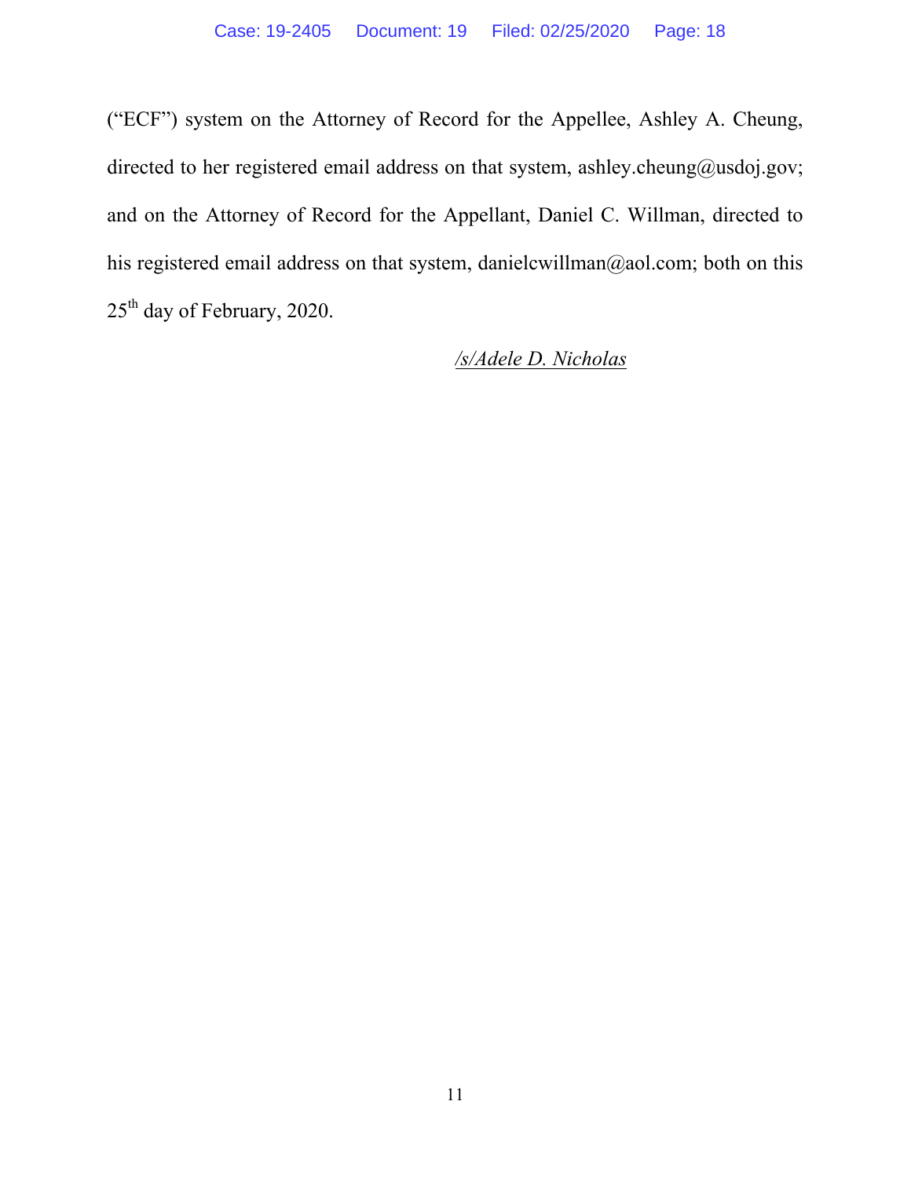(“ECF”) system on the Attorney of Record for the Appellee, Ashley A. Cheung, directed to her registered email address on that system, ashley.cheung@usdoj.gov; and on the Attorney of Record for the Appellant, Daniel C. Willman, directed to his registered email address on that system, danielcwillman@aol.com; both on this 25th day of February, 2020.

*/s/Adele D. Nicholas*